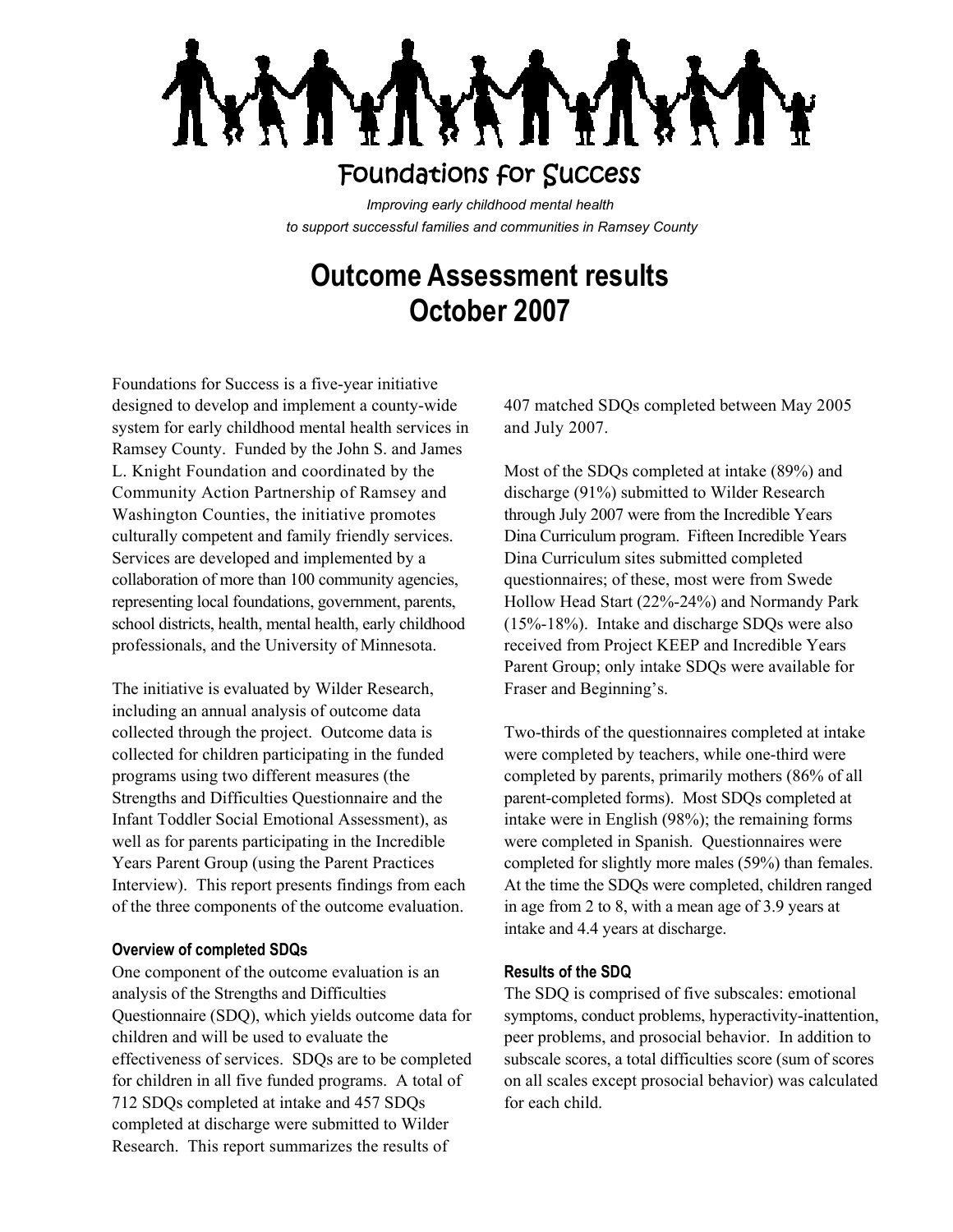# Foundations for Success

*Improving early childhood mental health*
*to support successful families and communities in Ramsey County*

# Outcome Assessment results October 2007

Foundations for Success is a five-year initiative designed to develop and implement a county-wide system for early childhood mental health services in Ramsey County. Funded by the John S. and James L. Knight Foundation and coordinated by the Community Action Partnership of Ramsey and Washington Counties, the initiative promotes culturally competent and family friendly services. Services are developed and implemented by a collaboration of more than 100 community agencies, representing local foundations, government, parents, school districts, health, mental health, early childhood professionals, and the University of Minnesota.

The initiative is evaluated by Wilder Research, including an annual analysis of outcome data collected through the project. Outcome data is collected for children participating in the funded programs using two different measures (the Strengths and Difficulties Questionnaire and the Infant Toddler Social Emotional Assessment), as well as for parents participating in the Incredible Years Parent Group (using the Parent Practices Interview). This report presents findings from each of the three components of the outcome evaluation.

#### Overview of completed SDQs

One component of the outcome evaluation is an analysis of the Strengths and Difficulties Questionnaire (SDQ), which yields outcome data for children and will be used to evaluate the effectiveness of services. SDQs are to be completed for children in all five funded programs. A total of 712 SDQs completed at intake and 457 SDQs completed at discharge were submitted to Wilder Research. This report summarizes the results of 407 matched SDQs completed between May 2005 and July 2007.

Most of the SDQs completed at intake (89%) and discharge (91%) submitted to Wilder Research through July 2007 were from the Incredible Years Dina Curriculum program. Fifteen Incredible Years Dina Curriculum sites submitted completed questionnaires; of these, most were from Swede Hollow Head Start (22%-24%) and Normandy Park (15%-18%). Intake and discharge SDQs were also received from Project KEEP and Incredible Years Parent Group; only intake SDQs were available for Fraser and Beginning's.

Two-thirds of the questionnaires completed at intake were completed by teachers, while one-third were completed by parents, primarily mothers (86% of all parent-completed forms). Most SDQs completed at intake were in English (98%); the remaining forms were completed in Spanish. Questionnaires were completed for slightly more males (59%) than females. At the time the SDQs were completed, children ranged in age from 2 to 8, with a mean age of 3.9 years at intake and 4.4 years at discharge.

#### Results of the SDQ

The SDQ is comprised of five subscales: emotional symptoms, conduct problems, hyperactivity-inattention, peer problems, and prosocial behavior. In addition to subscale scores, a total difficulties score (sum of scores on all scales except prosocial behavior) was calculated for each child.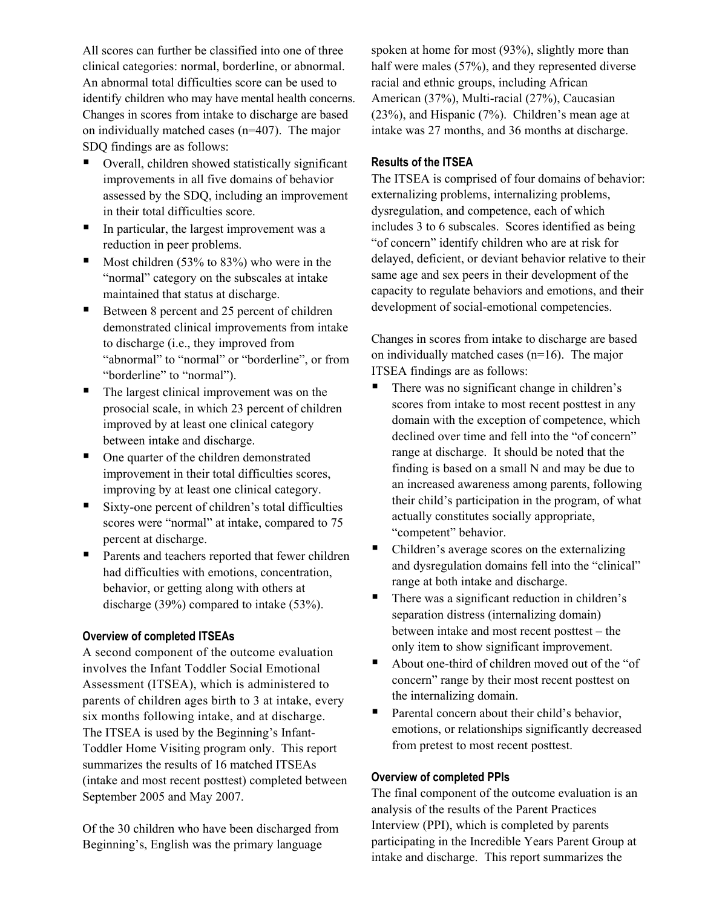All scores can further be classified into one of three clinical categories: normal, borderline, or abnormal. An abnormal total difficulties score can be used to identify children who may have mental health concerns. Changes in scores from intake to discharge are based on individually matched cases (n=407). The major SDQ findings are as follows:

- Overall, children showed statistically significant improvements in all five domains of behavior assessed by the SDQ, including an improvement in their total difficulties score.
- In particular, the largest improvement was a reduction in peer problems.
- Most children (53% to 83%) who were in the "normal" category on the subscales at intake maintained that status at discharge.
- Between 8 percent and 25 percent of children demonstrated clinical improvements from intake to discharge (i.e., they improved from "abnormal" to "normal" or "borderline", or from "borderline" to "normal").
- The largest clinical improvement was on the prosocial scale, in which 23 percent of children improved by at least one clinical category between intake and discharge.
- One quarter of the children demonstrated improvement in their total difficulties scores, improving by at least one clinical category.
- Sixty-one percent of children's total difficulties scores were "normal" at intake, compared to 75 percent at discharge.
- Parents and teachers reported that fewer children had difficulties with emotions, concentration, behavior, or getting along with others at discharge (39%) compared to intake (53%).

#### Overview of completed ITSEAs

A second component of the outcome evaluation involves the Infant Toddler Social Emotional Assessment (ITSEA), which is administered to parents of children ages birth to 3 at intake, every six months following intake, and at discharge. The ITSEA is used by the Beginning's Infant-Toddler Home Visiting program only. This report summarizes the results of 16 matched ITSEAs (intake and most recent posttest) completed between September 2005 and May 2007.

Of the 30 children who have been discharged from Beginning's, English was the primary language spoken at home for most (93%), slightly more than half were males (57%), and they represented diverse racial and ethnic groups, including African American (37%), Multi-racial (27%), Caucasian (23%), and Hispanic (7%). Children's mean age at intake was 27 months, and 36 months at discharge.

#### Results of the ITSEA

The ITSEA is comprised of four domains of behavior: externalizing problems, internalizing problems, dysregulation, and competence, each of which includes 3 to 6 subscales. Scores identified as being "of concern" identify children who are at risk for delayed, deficient, or deviant behavior relative to their same age and sex peers in their development of the capacity to regulate behaviors and emotions, and their development of social-emotional competencies.

Changes in scores from intake to discharge are based on individually matched cases (n=16). The major ITSEA findings are as follows:

- There was no significant change in children's scores from intake to most recent posttest in any domain with the exception of competence, which declined over time and fell into the "of concern" range at discharge. It should be noted that the finding is based on a small N and may be due to an increased awareness among parents, following their child's participation in the program, of what actually constitutes socially appropriate, "competent" behavior.
- Children's average scores on the externalizing and dysregulation domains fell into the "clinical" range at both intake and discharge.
- There was a significant reduction in children's separation distress (internalizing domain) between intake and most recent posttest – the only item to show significant improvement.
- About one-third of children moved out of the "of concern" range by their most recent posttest on the internalizing domain.
- Parental concern about their child's behavior, emotions, or relationships significantly decreased from pretest to most recent posttest.

#### Overview of completed PPIs

The final component of the outcome evaluation is an analysis of the results of the Parent Practices Interview (PPI), which is completed by parents participating in the Incredible Years Parent Group at intake and discharge. This report summarizes the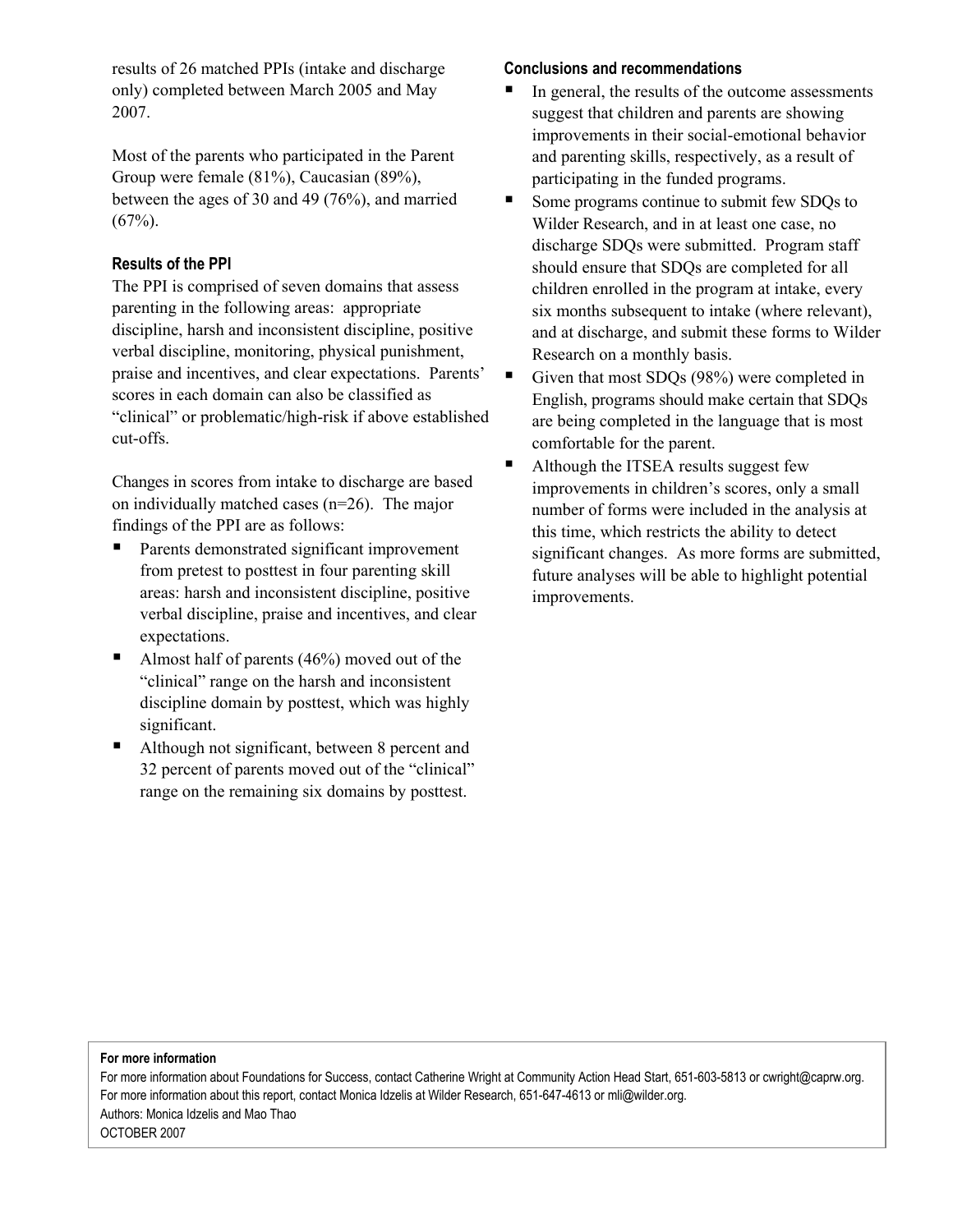results of 26 matched PPIs (intake and discharge only) completed between March 2005 and May 2007.

Most of the parents who participated in the Parent Group were female (81%), Caucasian (89%), between the ages of 30 and 49 (76%), and married (67%).

### Results of the PPI

The PPI is comprised of seven domains that assess parenting in the following areas: appropriate discipline, harsh and inconsistent discipline, positive verbal discipline, monitoring, physical punishment, praise and incentives, and clear expectations. Parents' scores in each domain can also be classified as "clinical" or problematic/high-risk if above established cut-offs.

Changes in scores from intake to discharge are based on individually matched cases (n=26). The major findings of the PPI are as follows:

- Parents demonstrated significant improvement from pretest to posttest in four parenting skill areas: harsh and inconsistent discipline, positive verbal discipline, praise and incentives, and clear expectations.
- Almost half of parents (46%) moved out of the "clinical" range on the harsh and inconsistent discipline domain by posttest, which was highly significant.
- Although not significant, between 8 percent and 32 percent of parents moved out of the "clinical" range on the remaining six domains by posttest.

### Conclusions and recommendations

- In general, the results of the outcome assessments suggest that children and parents are showing improvements in their social-emotional behavior and parenting skills, respectively, as a result of participating in the funded programs.
- Some programs continue to submit few SDQs to Wilder Research, and in at least one case, no discharge SDQs were submitted. Program staff should ensure that SDQs are completed for all children enrolled in the program at intake, every six months subsequent to intake (where relevant), and at discharge, and submit these forms to Wilder Research on a monthly basis.
- Given that most SDQs (98%) were completed in English, programs should make certain that SDQs are being completed in the language that is most comfortable for the parent.
- Although the ITSEA results suggest few improvements in children's scores, only a small number of forms were included in the analysis at this time, which restricts the ability to detect significant changes. As more forms are submitted, future analyses will be able to highlight potential improvements.

**For more information**

For more information about Foundations for Success, contact Catherine Wright at Community Action Head Start, 651-603-5813 or cwright@caprw.org.
For more information about this report, contact Monica Idzelis at Wilder Research, 651-647-4613 or mli@wilder.org.
Authors: Monica Idzelis and Mao Thao
OCTOBER 2007